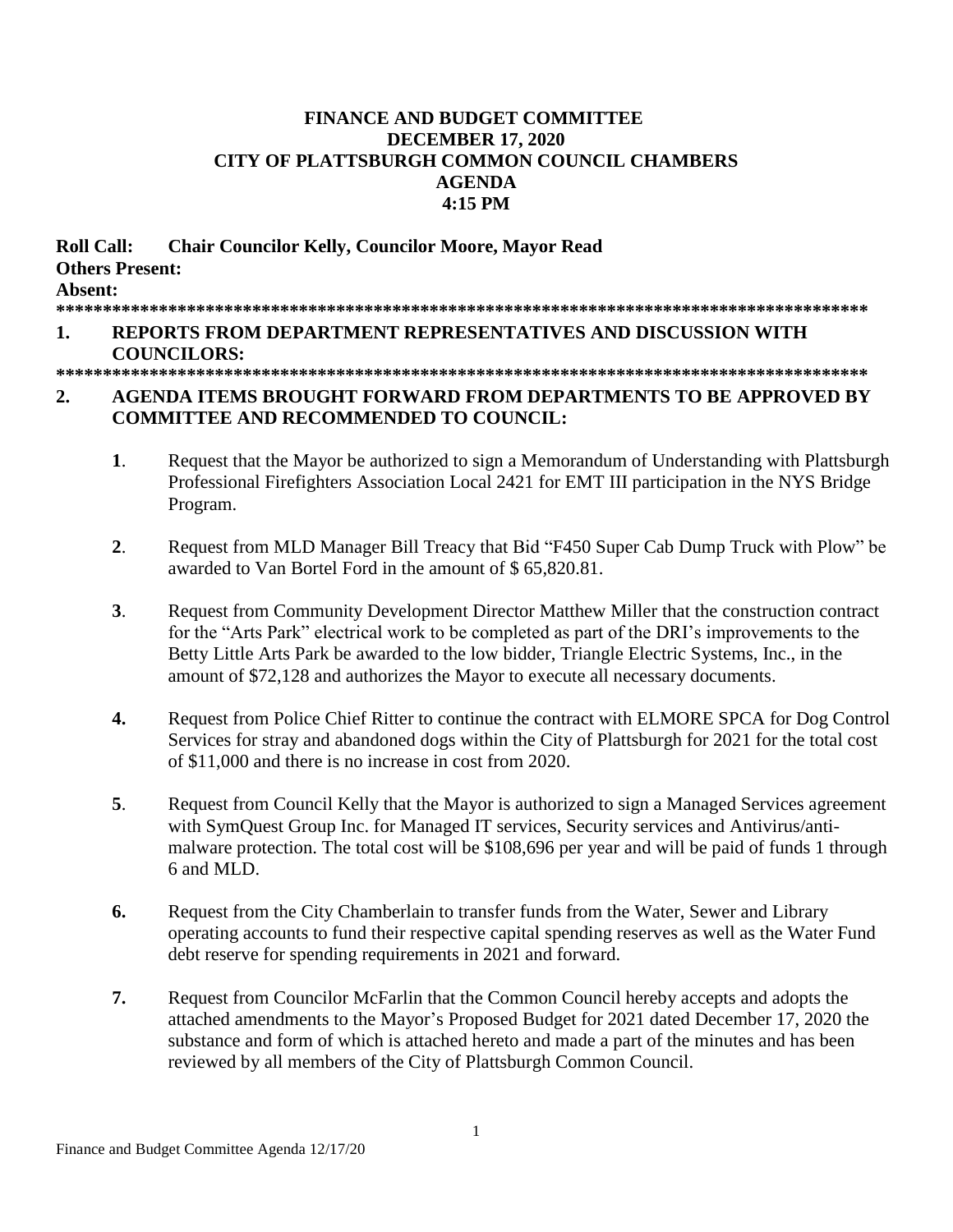# FINANCE AND BUDGET COMMITTEE
# DECEMBER 17, 2020
# CITY OF PLATTSBURGH COMMON COUNCIL CHAMBERS
# AGENDA
# 4:15 PM

**Roll Call: Chair Councilor Kelly, Councilor Moore, Mayor Read**
**Others Present:**
**Absent:**

*******************************************************************************************

## 1. REPORTS FROM DEPARTMENT REPRESENTATIVES AND DISCUSSION WITH COUNCILORS:

*******************************************************************************************

## 2. AGENDA ITEMS BROUGHT FORWARD FROM DEPARTMENTS TO BE APPROVED BY COMMITTEE AND RECOMMENDED TO COUNCIL:

**1**. Request that the Mayor be authorized to sign a Memorandum of Understanding with Plattsburgh Professional Firefighters Association Local 2421 for EMT III participation in the NYS Bridge Program.

**2**. Request from MLD Manager Bill Treacy that Bid "F450 Super Cab Dump Truck with Plow" be awarded to Van Bortel Ford in the amount of $ 65,820.81.

**3**. Request from Community Development Director Matthew Miller that the construction contract for the "Arts Park" electrical work to be completed as part of the DRI's improvements to the Betty Little Arts Park be awarded to the low bidder, Triangle Electric Systems, Inc., in the amount of $72,128 and authorizes the Mayor to execute all necessary documents.

**4.** Request from Police Chief Ritter to continue the contract with ELMORE SPCA for Dog Control Services for stray and abandoned dogs within the City of Plattsburgh for 2021 for the total cost of $11,000 and there is no increase in cost from 2020.

**5**. Request from Council Kelly that the Mayor is authorized to sign a Managed Services agreement with SymQuest Group Inc. for Managed IT services, Security services and Antivirus/anti-malware protection. The total cost will be $108,696 per year and will be paid of funds 1 through 6 and MLD.

**6.** Request from the City Chamberlain to transfer funds from the Water, Sewer and Library operating accounts to fund their respective capital spending reserves as well as the Water Fund debt reserve for spending requirements in 2021 and forward.

**7.** Request from Councilor McFarlin that the Common Council hereby accepts and adopts the attached amendments to the Mayor's Proposed Budget for 2021 dated December 17, 2020 the substance and form of which is attached hereto and made a part of the minutes and has been reviewed by all members of the City of Plattsburgh Common Council.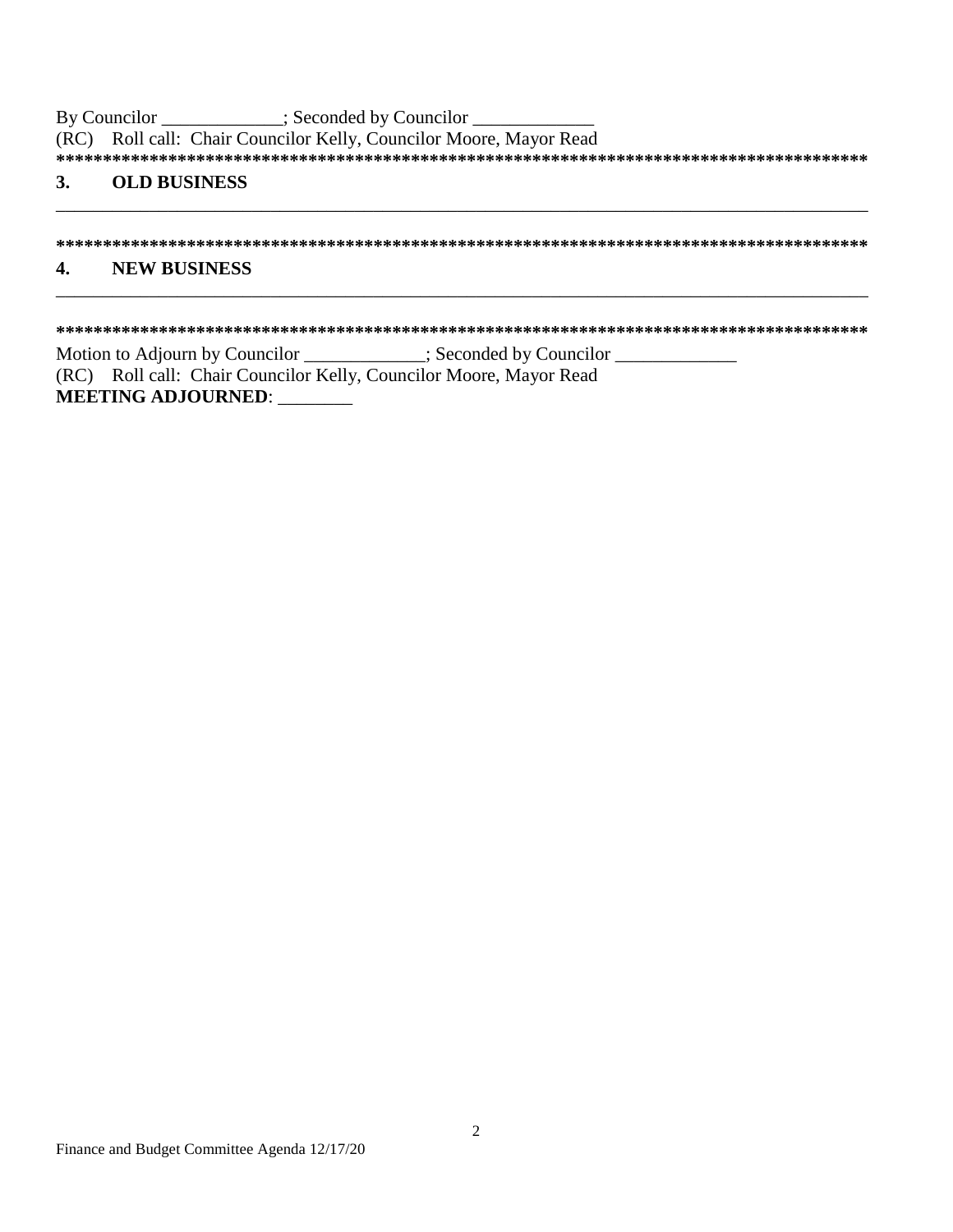By Councilor _____________; Seconded by Councilor _____________
(RC) Roll call: Chair Councilor Kelly, Councilor Moore, Mayor Read
******************************************************************************************

## 3. OLD BUSINESS

______________________________________________________________________________________

******************************************************************************************

## 4. NEW BUSINESS

______________________________________________________________________________________

******************************************************************************************

Motion to Adjourn by Councilor _____________; Seconded by Councilor _____________
(RC) Roll call: Chair Councilor Kelly, Councilor Moore, Mayor Read
**MEETING ADJOURNED**: ________